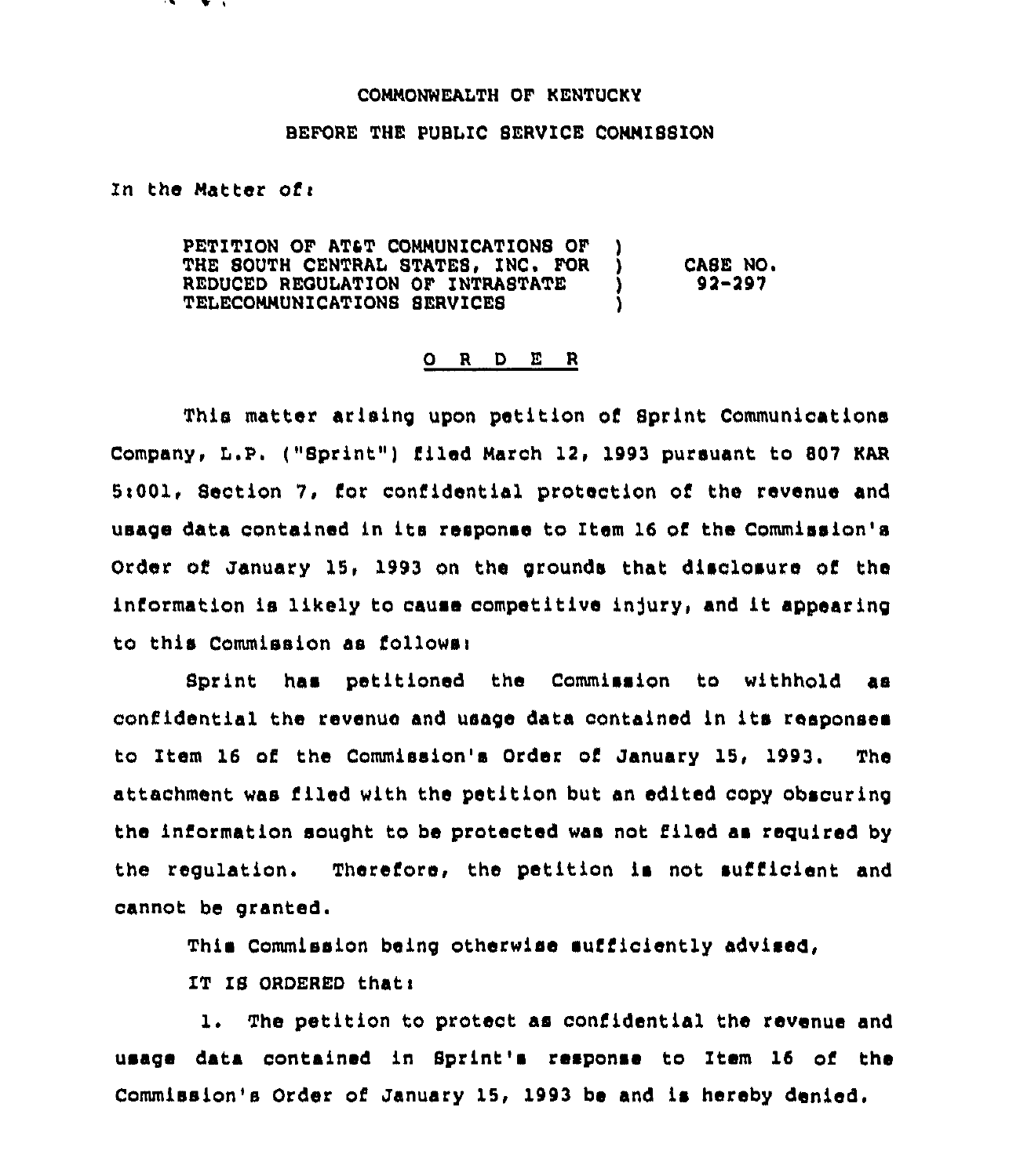COMMONWEALTH OF KENTUCKY

BEFORE THE PUBLIC SERVICE COMMISSION

In the Matter of:

| | | |
|---|---|---|
| PETITION OF AT&T COMMUNICATIONS OF THE SOUTH CENTRAL STATES, INC. FOR REDUCED REGULATION OF INTRASTATE TELECOMMUNICATIONS SERVICES | ) ) ) ) | CASE NO. 92-297 |

O R D E R

This matter arising upon petition of Sprint Communications Company, L.P. ("Sprint") filed March 12, 1993 pursuant to 807 KAR 5:001, Section 7, for confidential protection of the revenue and usage data contained in its response to Item 16 of the Commission's Order of January 15, 1993 on the grounds that disclosure of the information is likely to cause competitive injury, and it appearing to this Commission as follows:

Sprint has petitioned the Commission to withhold as confidential the revenue and usage data contained in its responses to Item 16 of the Commission's Order of January 15, 1993. The attachment was filed with the petition but an edited copy obscuring the information sought to be protected was not filed as required by the regulation. Therefore, the petition is not sufficient and cannot be granted.

This Commission being otherwise sufficiently advised,

IT IS ORDERED that:

1. The petition to protect as confidential the revenue and usage data contained in Sprint's response to Item 16 of the Commission's Order of January 15, 1993 be and is hereby denied.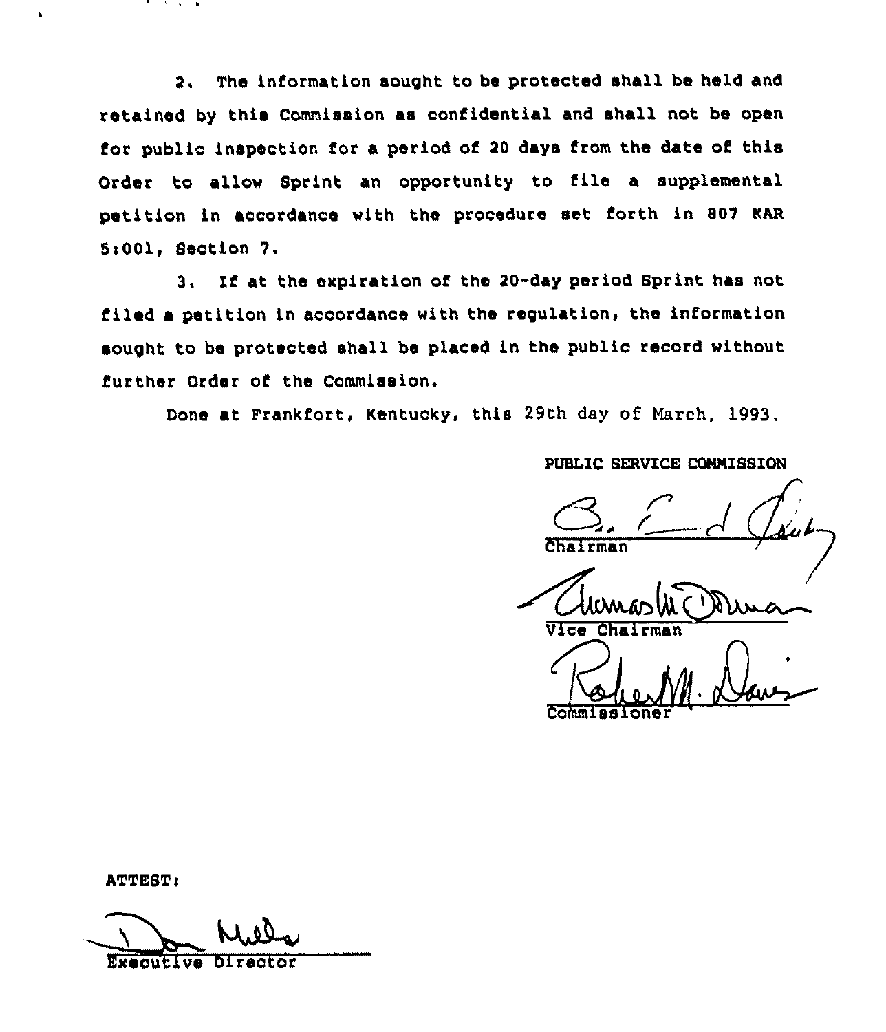2. The information sought to be protected shall be held and retained by this Commission as confidential and shall not be open for public inspection for a period of 20 days from the date of this Order to allow Sprint an opportunity to file a supplemental petition in accordance with the procedure set forth in 807 KAR 5:001, Section 7.

3. If at the expiration of the 20-day period Sprint has not filed a petition in accordance with the regulation, the information sought to be protected shall be placed in the public record without further Order of the Commission.

Done at Frankfort, Kentucky, this 29th day of March, 1993.

PUBLIC SERVICE COMMISSION

Chairman

Vice Chairman

Commissioner

ATTEST:

Executive Director